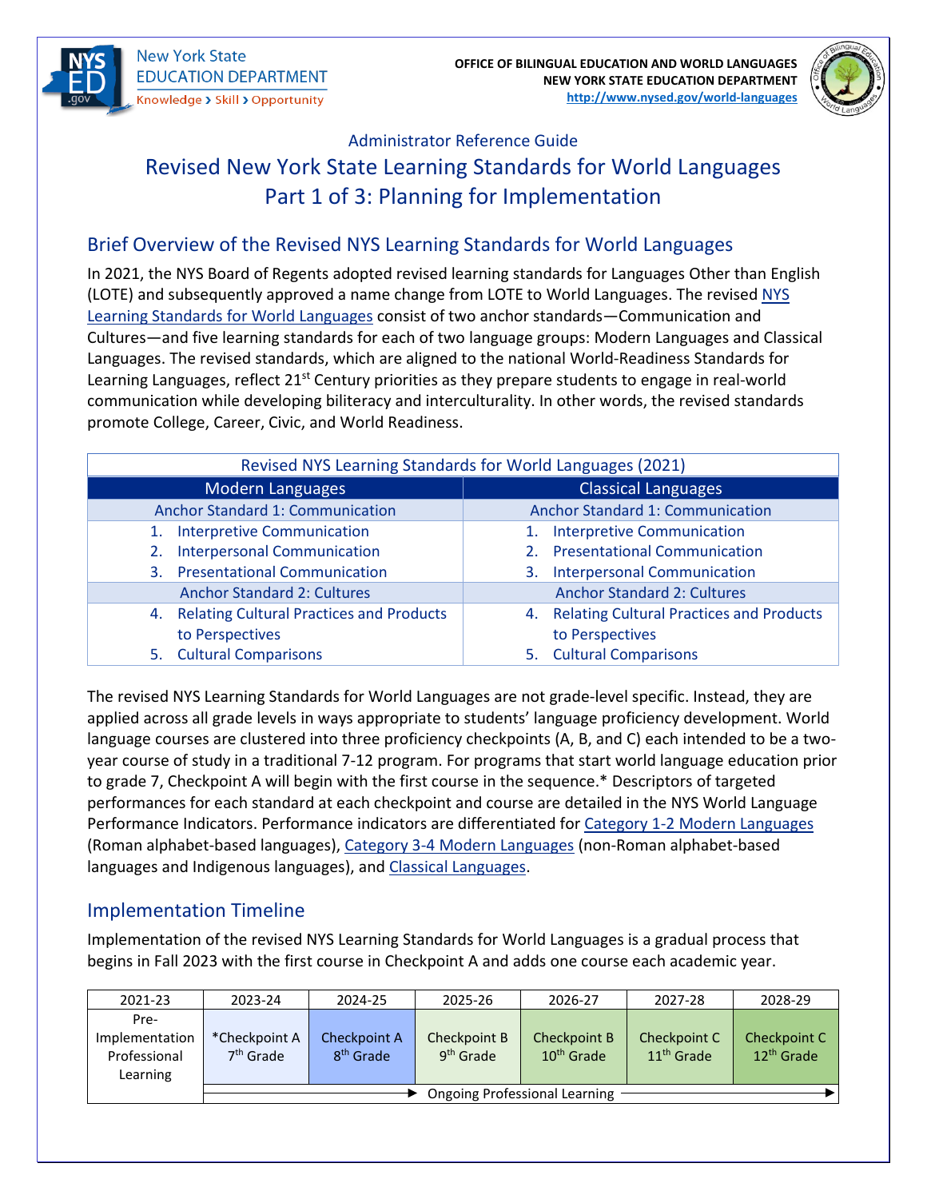OFFICE OF BILINGUAL EDUCATION AND WORLD LANGUAGES
NEW YORK STATE EDUCATION DEPARTMENT
http://www.nysed.gov/world-languages

Administrator Reference Guide

# Revised New York State Learning Standards for World Languages Part 1 of 3: Planning for Implementation

## Brief Overview of the Revised NYS Learning Standards for World Languages

In 2021, the NYS Board of Regents adopted revised learning standards for Languages Other than English (LOTE) and subsequently approved a name change from LOTE to World Languages. The revised NYS Learning Standards for World Languages consist of two anchor standards—Communication and Cultures—and five learning standards for each of two language groups: Modern Languages and Classical Languages. The revised standards, which are aligned to the national World-Readiness Standards for Learning Languages, reflect 21st Century priorities as they prepare students to engage in real-world communication while developing biliteracy and interculturality. In other words, the revised standards promote College, Career, Civic, and World Readiness.

| Revised NYS Learning Standards for World Languages (2021) | |
|---|---|
| **Modern Languages** | **Classical Languages** |
| Anchor Standard 1: Communication | Anchor Standard 1: Communication |
| 1. Interpretive Communication<br>2. Interpersonal Communication<br>3. Presentational Communication | 1. Interpretive Communication<br>2. Presentational Communication<br>3. Interpersonal Communication |
| Anchor Standard 2: Cultures | Anchor Standard 2: Cultures |
| 4. Relating Cultural Practices and Products to Perspectives<br>5. Cultural Comparisons | 4. Relating Cultural Practices and Products to Perspectives<br>5. Cultural Comparisons |

The revised NYS Learning Standards for World Languages are not grade-level specific. Instead, they are applied across all grade levels in ways appropriate to students' language proficiency development. World language courses are clustered into three proficiency checkpoints (A, B, and C) each intended to be a two-year course of study in a traditional 7-12 program. For programs that start world language education prior to grade 7, Checkpoint A will begin with the first course in the sequence.* Descriptors of targeted performances for each standard at each checkpoint and course are detailed in the NYS World Language Performance Indicators. Performance indicators are differentiated for Category 1-2 Modern Languages (Roman alphabet-based languages), Category 3-4 Modern Languages (non-Roman alphabet-based languages and Indigenous languages), and Classical Languages.

## Implementation Timeline

Implementation of the revised NYS Learning Standards for World Languages is a gradual process that begins in Fall 2023 with the first course in Checkpoint A and adds one course each academic year.

| 2021-23 | 2023-24 | 2024-25 | 2025-26 | 2026-27 | 2027-28 | 2028-29 |
|---|---|---|---|---|---|---|
| Pre-Implementation Professional Learning | *Checkpoint A<br>7th Grade | Checkpoint A<br>8th Grade | Checkpoint B<br>9th Grade | Checkpoint B<br>10th Grade | Checkpoint C<br>11th Grade | Checkpoint C<br>12th Grade |
| | Ongoing Professional Learning → | | | | | |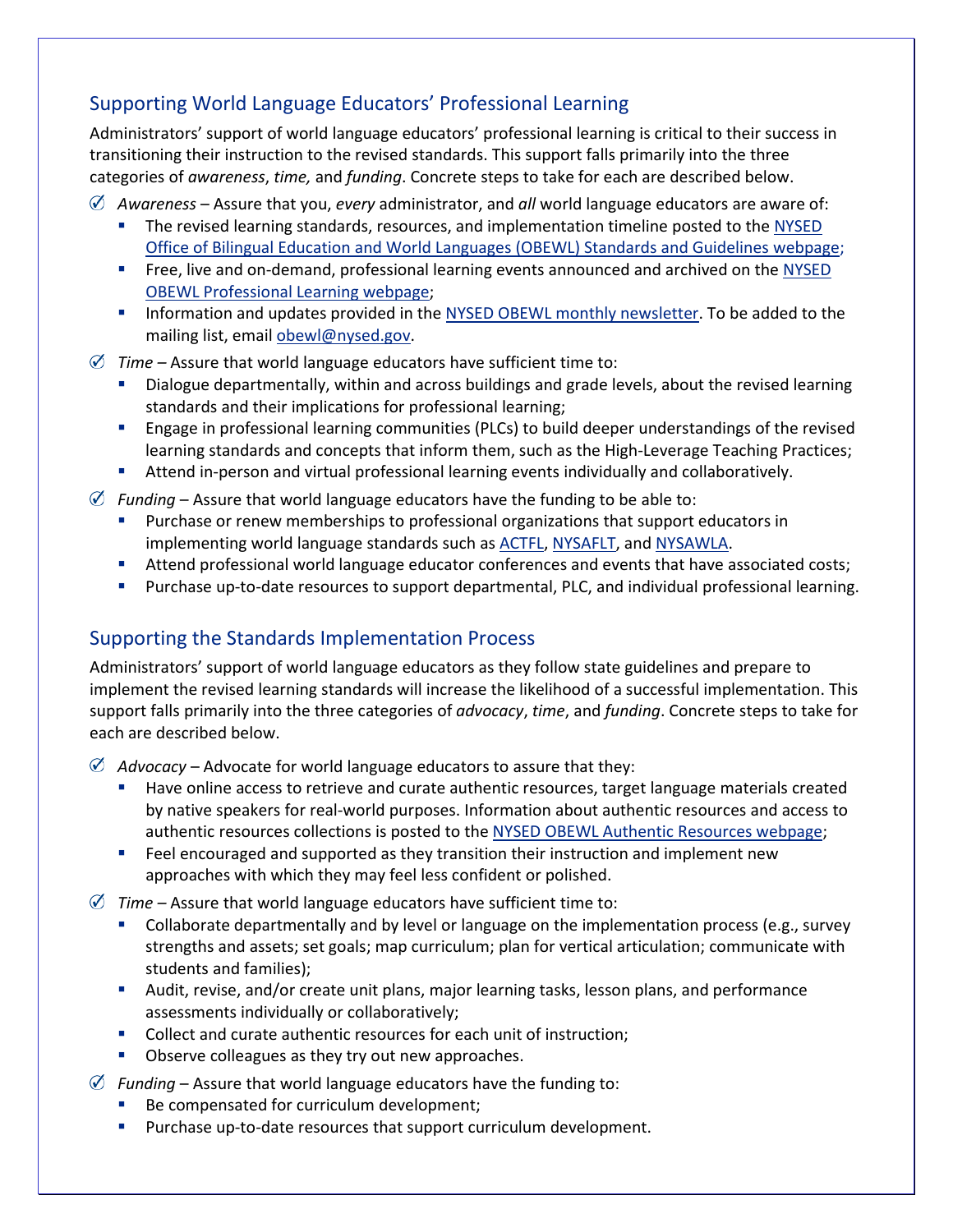## Supporting World Language Educators' Professional Learning

Administrators' support of world language educators' professional learning is critical to their success in transitioning their instruction to the revised standards. This support falls primarily into the three categories of *awareness*, *time,* and *funding*. Concrete steps to take for each are described below.

- *Awareness* – Assure that you, *every* administrator, and *all* world language educators are aware of:
  - The revised learning standards, resources, and implementation timeline posted to the NYSED Office of Bilingual Education and World Languages (OBEWL) Standards and Guidelines webpage;
  - Free, live and on-demand, professional learning events announced and archived on the NYSED OBEWL Professional Learning webpage;
  - Information and updates provided in the NYSED OBEWL monthly newsletter. To be added to the mailing list, email obewl@nysed.gov.
- *Time* – Assure that world language educators have sufficient time to:
  - Dialogue departmentally, within and across buildings and grade levels, about the revised learning standards and their implications for professional learning;
  - Engage in professional learning communities (PLCs) to build deeper understandings of the revised learning standards and concepts that inform them, such as the High-Leverage Teaching Practices;
  - Attend in-person and virtual professional learning events individually and collaboratively.
- *Funding* – Assure that world language educators have the funding to be able to:
  - Purchase or renew memberships to professional organizations that support educators in implementing world language standards such as ACTFL, NYSAFLT, and NYSAWLA.
  - Attend professional world language educator conferences and events that have associated costs;
  - Purchase up-to-date resources to support departmental, PLC, and individual professional learning.

## Supporting the Standards Implementation Process

Administrators' support of world language educators as they follow state guidelines and prepare to implement the revised learning standards will increase the likelihood of a successful implementation. This support falls primarily into the three categories of *advocacy*, *time*, and *funding*. Concrete steps to take for each are described below.

- *Advocacy* – Advocate for world language educators to assure that they:
  - Have online access to retrieve and curate authentic resources, target language materials created by native speakers for real-world purposes. Information about authentic resources and access to authentic resources collections is posted to the NYSED OBEWL Authentic Resources webpage;
  - Feel encouraged and supported as they transition their instruction and implement new approaches with which they may feel less confident or polished.
- *Time* – Assure that world language educators have sufficient time to:
  - Collaborate departmentally and by level or language on the implementation process (e.g., survey strengths and assets; set goals; map curriculum; plan for vertical articulation; communicate with students and families);
  - Audit, revise, and/or create unit plans, major learning tasks, lesson plans, and performance assessments individually or collaboratively;
  - Collect and curate authentic resources for each unit of instruction;
  - Observe colleagues as they try out new approaches.
- *Funding* – Assure that world language educators have the funding to:
  - Be compensated for curriculum development;
  - Purchase up-to-date resources that support curriculum development.